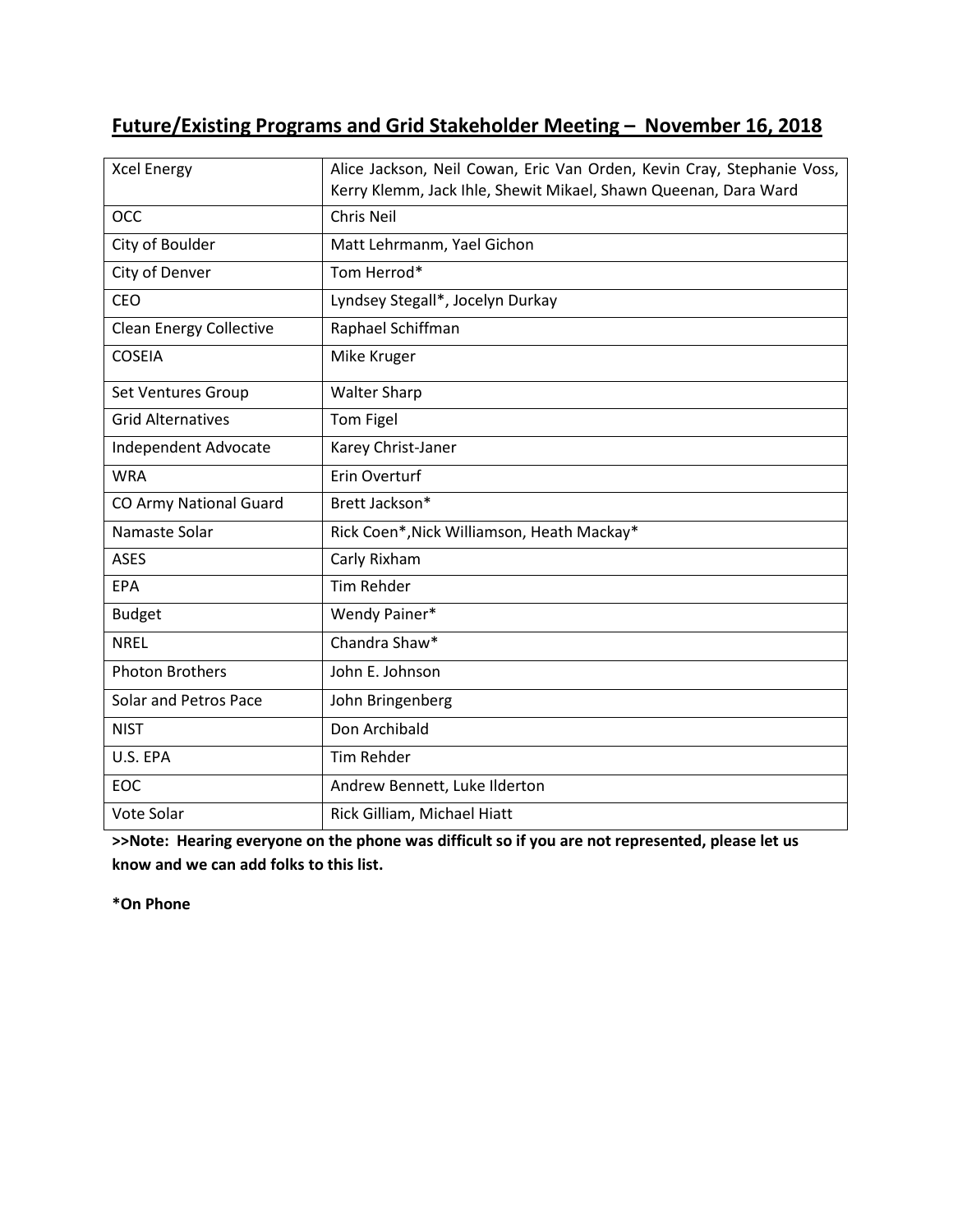## Future/Existing Programs and Grid Stakeholder Meeting – November 16, 2018

| | |
|---|---|
| Xcel Energy | Alice Jackson, Neil Cowan, Eric Van Orden, Kevin Cray, Stephanie Voss, Kerry Klemm, Jack Ihle, Shewit Mikael, Shawn Queenan, Dara Ward |
| OCC | Chris Neil |
| City of Boulder | Matt Lehrmanm, Yael Gichon |
| City of Denver | Tom Herrod* |
| CEO | Lyndsey Stegall*, Jocelyn Durkay |
| Clean Energy Collective | Raphael Schiffman |
| COSEIA | Mike Kruger |
| Set Ventures Group | Walter Sharp |
| Grid Alternatives | Tom Figel |
| Independent Advocate | Karey Christ-Janer |
| WRA | Erin Overturf |
| CO Army National Guard | Brett Jackson* |
| Namaste Solar | Rick Coen*,Nick Williamson, Heath Mackay* |
| ASES | Carly Rixham |
| EPA | Tim Rehder |
| Budget | Wendy Painer* |
| NREL | Chandra Shaw* |
| Photon Brothers | John E. Johnson |
| Solar and Petros Pace | John Bringenberg |
| NIST | Don Archibald |
| U.S. EPA | Tim Rehder |
| EOC | Andrew Bennett, Luke Ilderton |
| Vote Solar | Rick Gilliam, Michael Hiatt |

**>>Note: Hearing everyone on the phone was difficult so if you are not represented, please let us know and we can add folks to this list.**

**\*On Phone**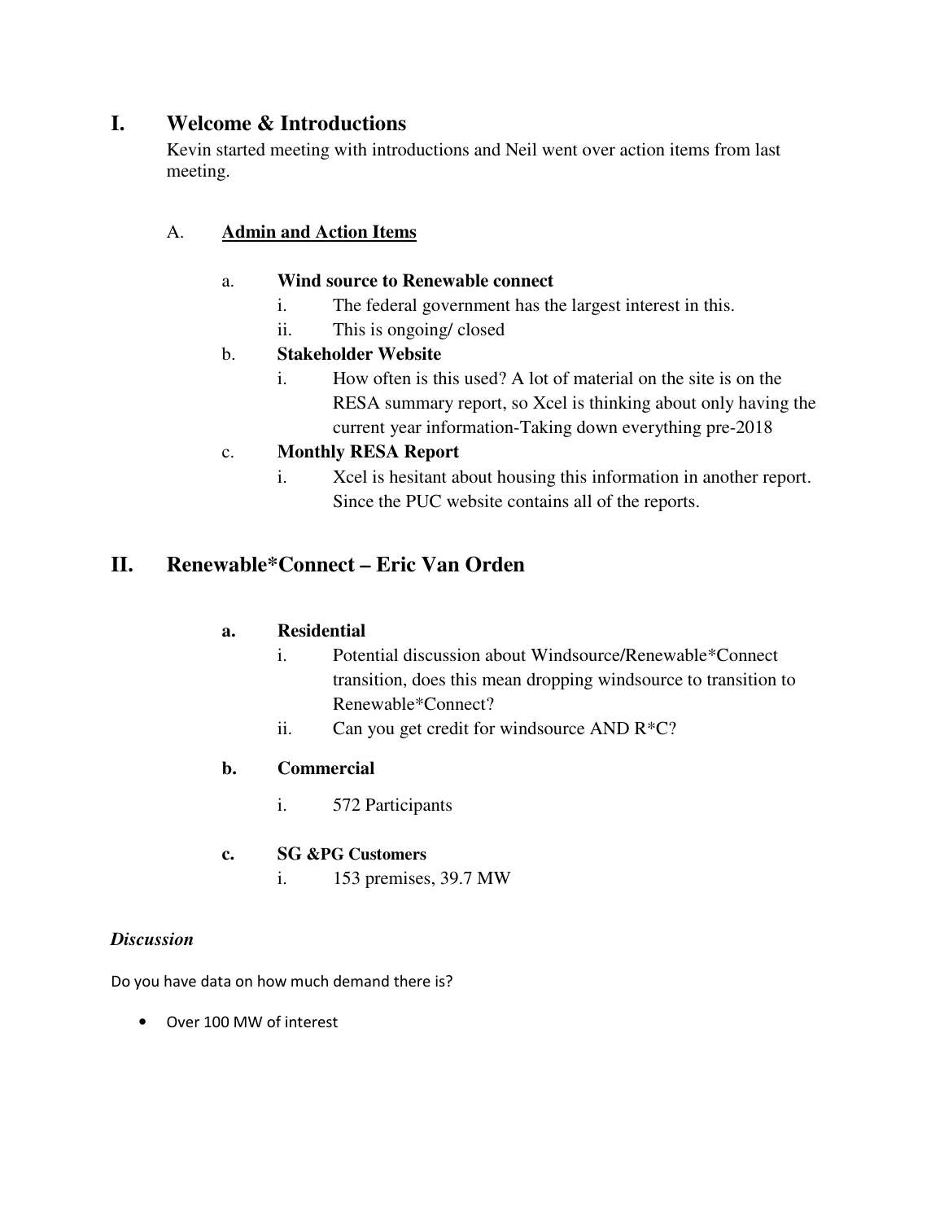# I. Welcome & Introductions

Kevin started meeting with introductions and Neil went over action items from last meeting.

## A. Admin and Action Items

a. **Wind source to Renewable connect**

   i. The federal government has the largest interest in this.

   ii. This is ongoing/ closed

b. **Stakeholder Website**

   i. How often is this used? A lot of material on the site is on the RESA summary report, so Xcel is thinking about only having the current year information-Taking down everything pre-2018

c. **Monthly RESA Report**

   i. Xcel is hesitant about housing this information in another report. Since the PUC website contains all of the reports.

# II. Renewable*Connect – Eric Van Orden

**a. Residential**

   i. Potential discussion about Windsource/Renewable*Connect transition, does this mean dropping windsource to transition to Renewable*Connect?

   ii. Can you get credit for windsource AND R*C?

**b. Commercial**

   i. 572 Participants

**c. SG &PG Customers**

   i. 153 premises, 39.7 MW

***Discussion***

Do you have data on how much demand there is?

- Over 100 MW of interest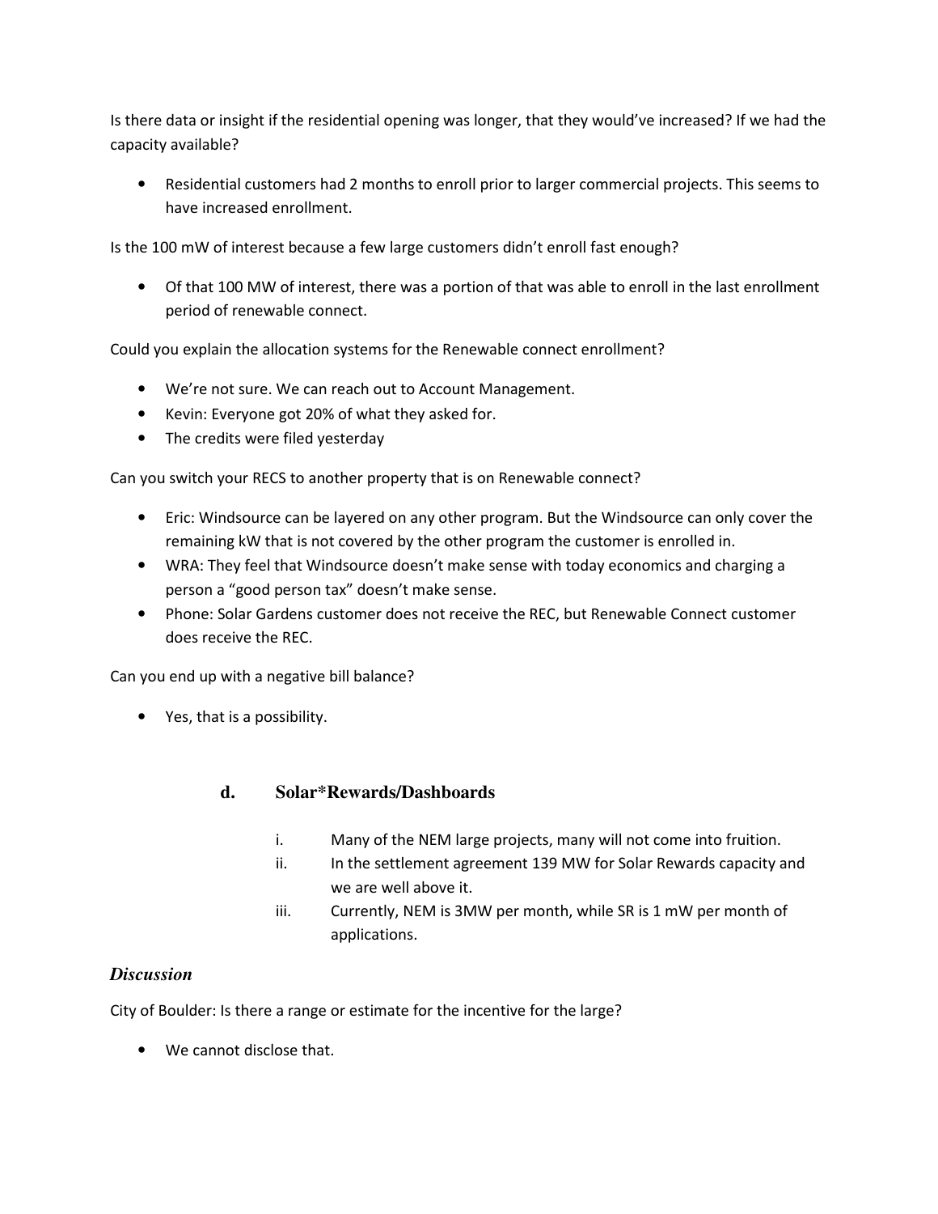Is there data or insight if the residential opening was longer, that they would've increased? If we had the capacity available?

- Residential customers had 2 months to enroll prior to larger commercial projects. This seems to have increased enrollment.

Is the 100 mW of interest because a few large customers didn't enroll fast enough?

- Of that 100 MW of interest, there was a portion of that was able to enroll in the last enrollment period of renewable connect.

Could you explain the allocation systems for the Renewable connect enrollment?

- We're not sure. We can reach out to Account Management.
- Kevin: Everyone got 20% of what they asked for.
- The credits were filed yesterday

Can you switch your RECS to another property that is on Renewable connect?

- Eric: Windsource can be layered on any other program. But the Windsource can only cover the remaining kW that is not covered by the other program the customer is enrolled in.
- WRA: They feel that Windsource doesn't make sense with today economics and charging a person a "good person tax" doesn't make sense.
- Phone: Solar Gardens customer does not receive the REC, but Renewable Connect customer does receive the REC.

Can you end up with a negative bill balance?

- Yes, that is a possibility.

### d. Solar*Rewards/Dashboards

i. Many of the NEM large projects, many will not come into fruition.
ii. In the settlement agreement 139 MW for Solar Rewards capacity and we are well above it.
iii. Currently, NEM is 3MW per month, while SR is 1 mW per month of applications.

### *Discussion*

City of Boulder: Is there a range or estimate for the incentive for the large?

- We cannot disclose that.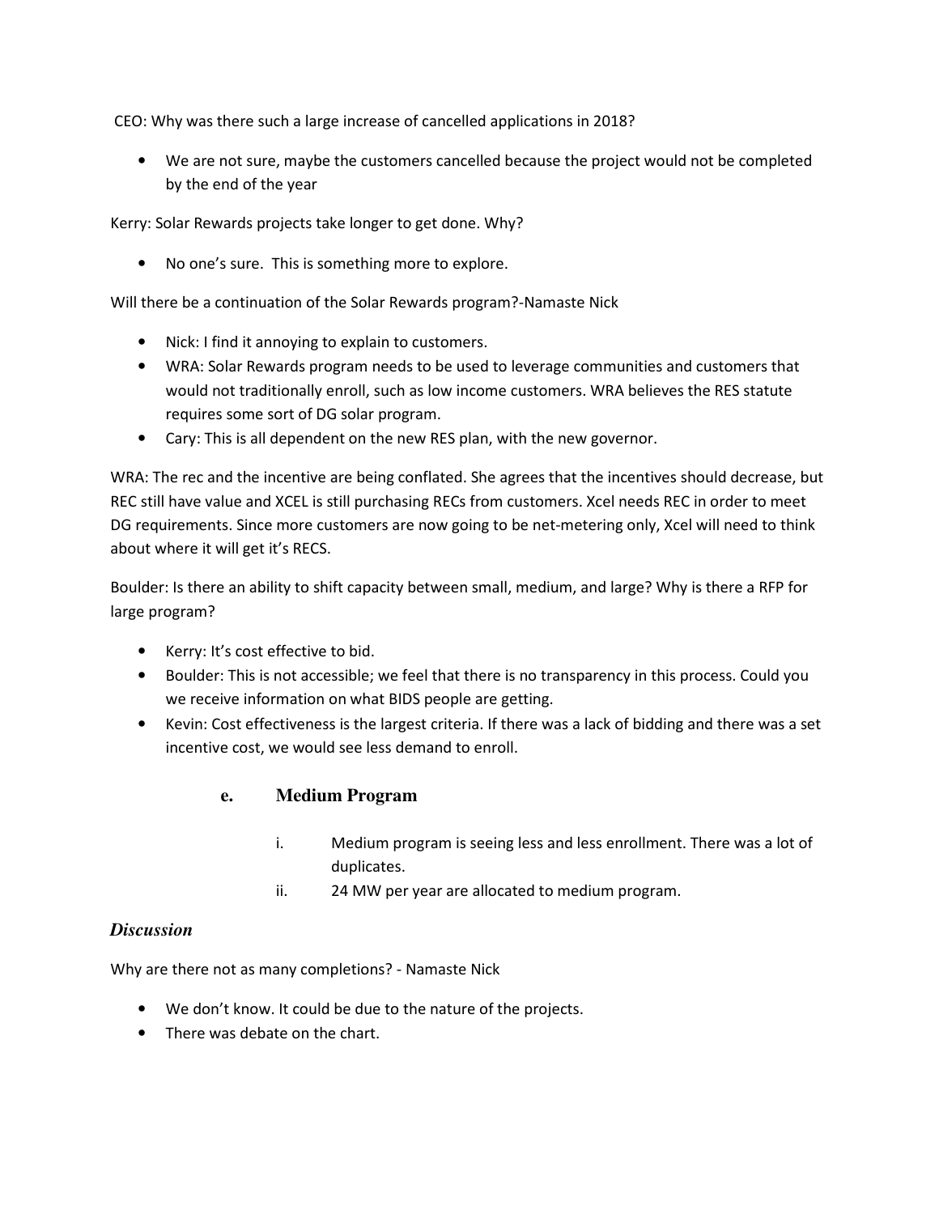CEO: Why was there such a large increase of cancelled applications in 2018?

- We are not sure, maybe the customers cancelled because the project would not be completed by the end of the year

Kerry: Solar Rewards projects take longer to get done. Why?

- No one's sure. This is something more to explore.

Will there be a continuation of the Solar Rewards program?-Namaste Nick

- Nick: I find it annoying to explain to customers.
- WRA: Solar Rewards program needs to be used to leverage communities and customers that would not traditionally enroll, such as low income customers. WRA believes the RES statute requires some sort of DG solar program.
- Cary: This is all dependent on the new RES plan, with the new governor.

WRA: The rec and the incentive are being conflated. She agrees that the incentives should decrease, but REC still have value and XCEL is still purchasing RECs from customers. Xcel needs REC in order to meet DG requirements. Since more customers are now going to be net-metering only, Xcel will need to think about where it will get it's RECS.

Boulder: Is there an ability to shift capacity between small, medium, and large? Why is there a RFP for large program?

- Kerry: It's cost effective to bid.
- Boulder: This is not accessible; we feel that there is no transparency in this process. Could you we receive information on what BIDS people are getting.
- Kevin: Cost effectiveness is the largest criteria. If there was a lack of bidding and there was a set incentive cost, we would see less demand to enroll.

### e. Medium Program

i. Medium program is seeing less and less enrollment. There was a lot of duplicates.

ii. 24 MW per year are allocated to medium program.

### *Discussion*

Why are there not as many completions? - Namaste Nick

- We don't know. It could be due to the nature of the projects.
- There was debate on the chart.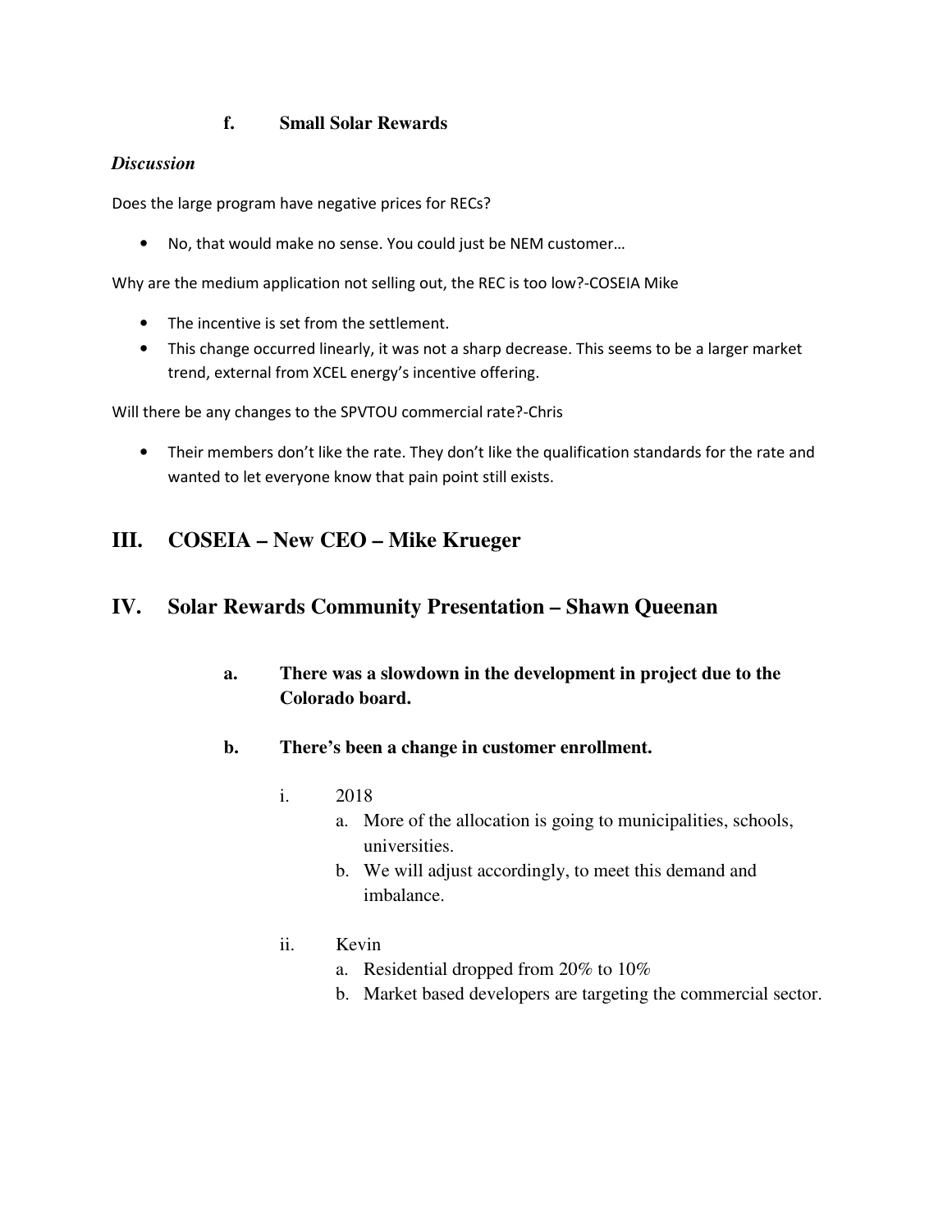### f. Small Solar Rewards

***Discussion***

Does the large program have negative prices for RECs?

- No, that would make no sense. You could just be NEM customer…

Why are the medium application not selling out, the REC is too low?-COSEIA Mike

- The incentive is set from the settlement.
- This change occurred linearly, it was not a sharp decrease. This seems to be a larger market trend, external from XCEL energy's incentive offering.

Will there be any changes to the SPVTOU commercial rate?-Chris

- Their members don't like the rate. They don't like the qualification standards for the rate and wanted to let everyone know that pain point still exists.

## III. COSEIA – New CEO – Mike Krueger

## IV. Solar Rewards Community Presentation – Shawn Queenan

### a. There was a slowdown in the development in project due to the Colorado board.

### b. There's been a change in customer enrollment.

i. 2018

   a. More of the allocation is going to municipalities, schools, universities.
   b. We will adjust accordingly, to meet this demand and imbalance.

ii. Kevin

   a. Residential dropped from 20% to 10%
   b. Market based developers are targeting the commercial sector.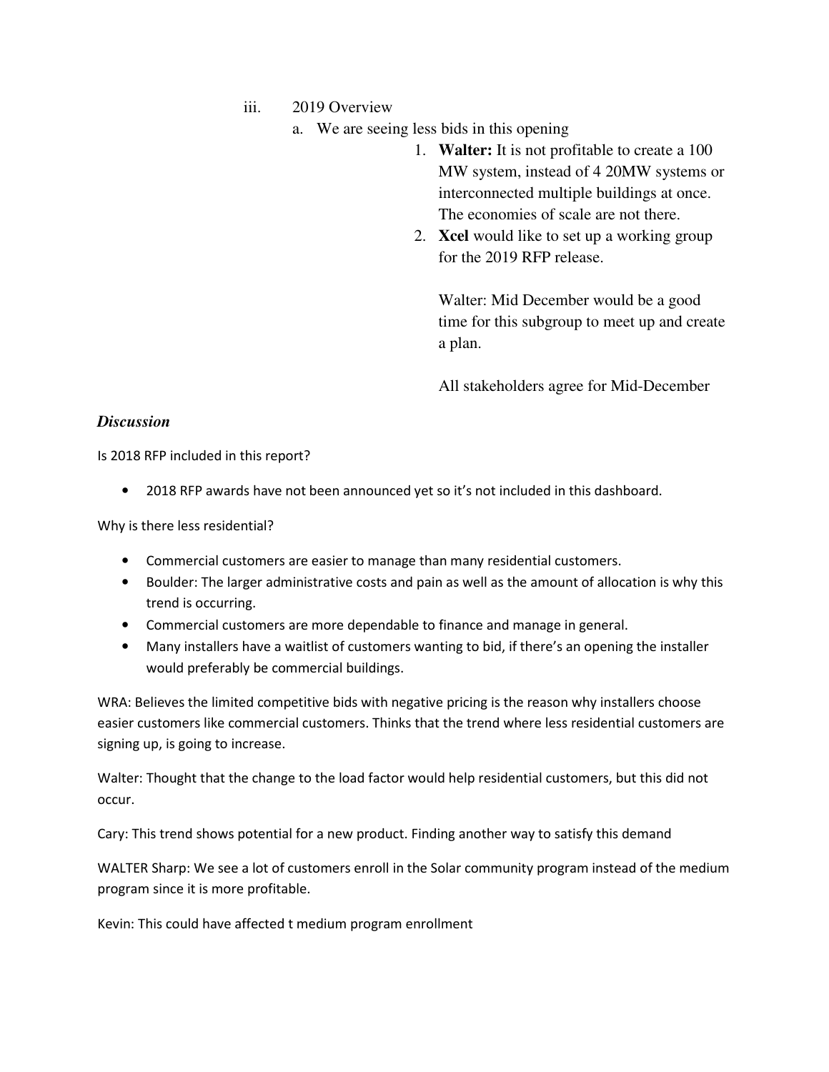iii. 2019 Overview

a. We are seeing less bids in this opening

1. **Walter:** It is not profitable to create a 100 MW system, instead of 4 20MW systems or interconnected multiple buildings at once. The economies of scale are not there.
2. **Xcel** would like to set up a working group for the 2019 RFP release.

   Walter: Mid December would be a good time for this subgroup to meet up and create a plan.

   All stakeholders agree for Mid-December

***Discussion***

Is 2018 RFP included in this report?

- 2018 RFP awards have not been announced yet so it's not included in this dashboard.

Why is there less residential?

- Commercial customers are easier to manage than many residential customers.
- Boulder: The larger administrative costs and pain as well as the amount of allocation is why this trend is occurring.
- Commercial customers are more dependable to finance and manage in general.
- Many installers have a waitlist of customers wanting to bid, if there's an opening the installer would preferably be commercial buildings.

WRA: Believes the limited competitive bids with negative pricing is the reason why installers choose easier customers like commercial customers. Thinks that the trend where less residential customers are signing up, is going to increase.

Walter: Thought that the change to the load factor would help residential customers, but this did not occur.

Cary: This trend shows potential for a new product. Finding another way to satisfy this demand

WALTER Sharp: We see a lot of customers enroll in the Solar community program instead of the medium program since it is more profitable.

Kevin: This could have affected t medium program enrollment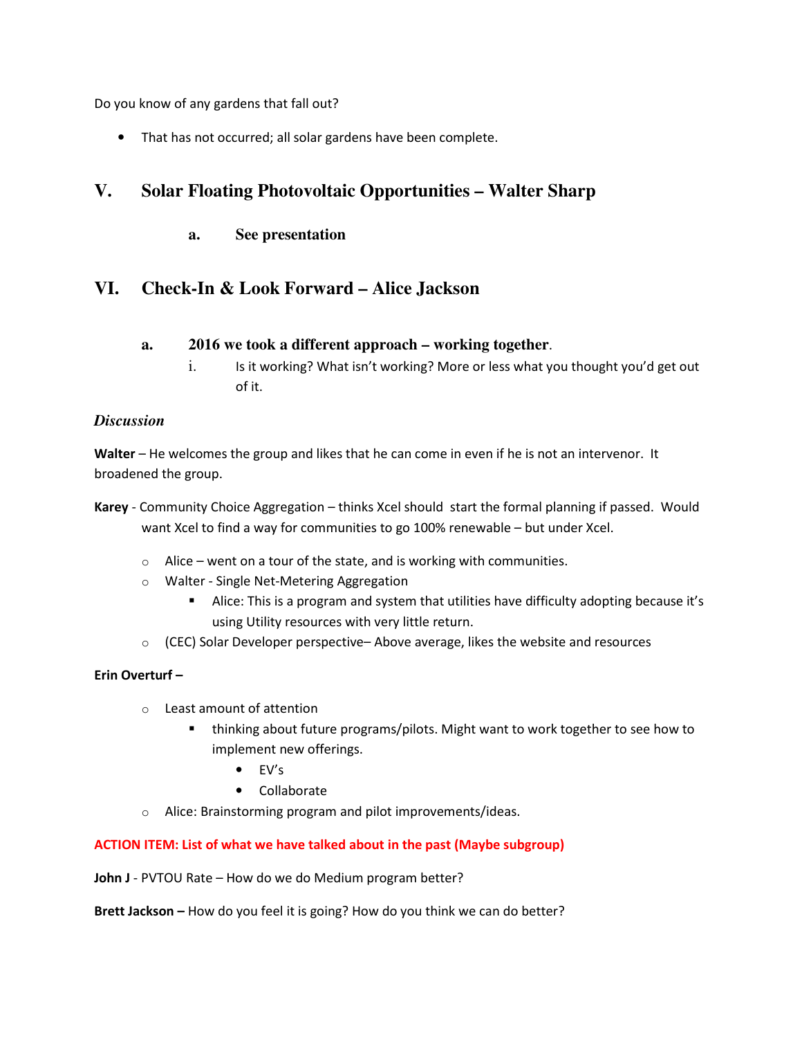Do you know of any gardens that fall out?

- That has not occurred; all solar gardens have been complete.

## V. Solar Floating Photovoltaic Opportunities – Walter Sharp

### a. See presentation

## VI. Check-In & Look Forward – Alice Jackson

### a. 2016 we took a different approach – working together.

i. Is it working? What isn't working? More or less what you thought you'd get out of it.

### *Discussion*

**Walter** – He welcomes the group and likes that he can come in even if he is not an intervenor. It broadened the group.

**Karey** - Community Choice Aggregation – thinks Xcel should start the formal planning if passed. Would want Xcel to find a way for communities to go 100% renewable – but under Xcel.

- Alice – went on a tour of the state, and is working with communities.
- Walter - Single Net-Metering Aggregation
  - Alice: This is a program and system that utilities have difficulty adopting because it's using Utility resources with very little return.
- (CEC) Solar Developer perspective– Above average, likes the website and resources

**Erin Overturf –**

- Least amount of attention
  - thinking about future programs/pilots. Might want to work together to see how to implement new offerings.
    - EV's
    - Collaborate
- Alice: Brainstorming program and pilot improvements/ideas.

**ACTION ITEM: List of what we have talked about in the past (Maybe subgroup)**

**John J** - PVTOU Rate – How do we do Medium program better?

**Brett Jackson –** How do you feel it is going? How do you think we can do better?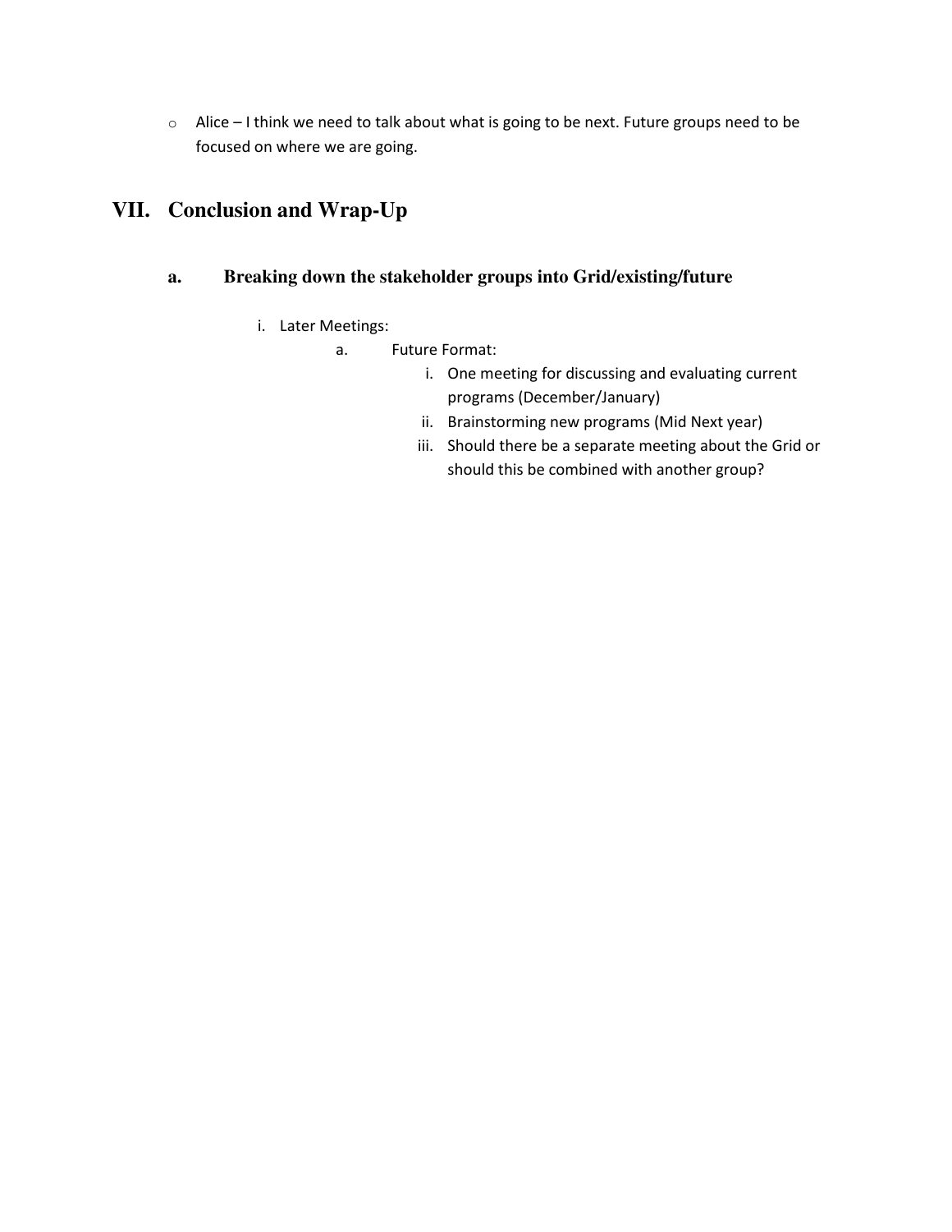- Alice – I think we need to talk about what is going to be next. Future groups need to be focused on where we are going.

## VII. Conclusion and Wrap-Up

### a. Breaking down the stakeholder groups into Grid/existing/future

i. Later Meetings:
   a. Future Format:
      i. One meeting for discussing and evaluating current programs (December/January)
      ii. Brainstorming new programs (Mid Next year)
      iii. Should there be a separate meeting about the Grid or should this be combined with another group?